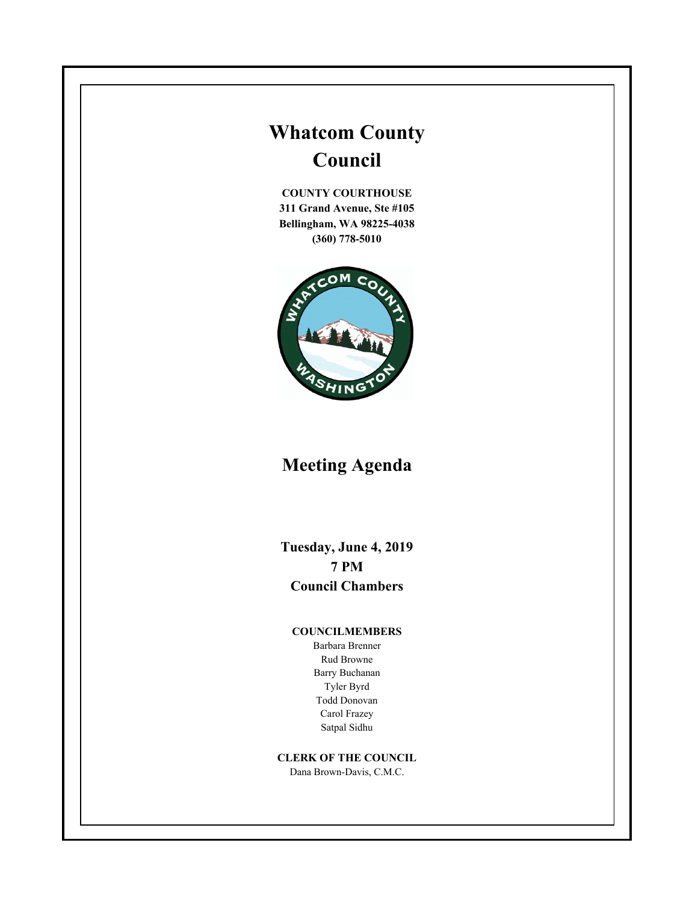# Whatcom County Council

**COUNTY COURTHOUSE**
**311 Grand Avenue, Ste #105**
**Bellingham, WA 98225-4038**
**(360) 778-5010**

## Meeting Agenda

**Tuesday, June 4, 2019**
**7 PM**
**Council Chambers**

**COUNCILMEMBERS**

Barbara Brenner
Rud Browne
Barry Buchanan
Tyler Byrd
Todd Donovan
Carol Frazey
Satpal Sidhu

**CLERK OF THE COUNCIL**

Dana Brown-Davis, C.M.C.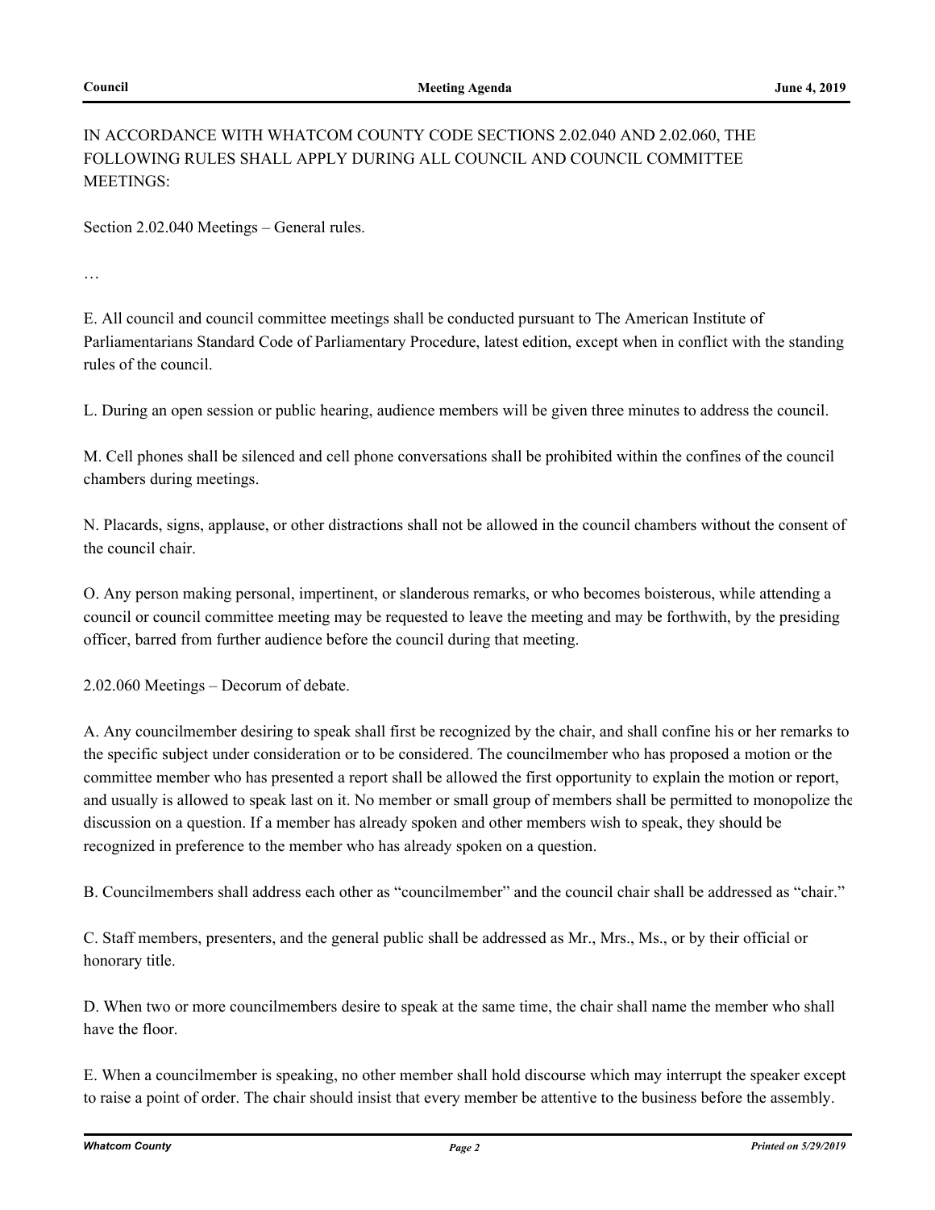IN ACCORDANCE WITH WHATCOM COUNTY CODE SECTIONS 2.02.040 AND 2.02.060, THE FOLLOWING RULES SHALL APPLY DURING ALL COUNCIL AND COUNCIL COMMITTEE MEETINGS:

Section 2.02.040 Meetings – General rules.

…

E. All council and council committee meetings shall be conducted pursuant to The American Institute of Parliamentarians Standard Code of Parliamentary Procedure, latest edition, except when in conflict with the standing rules of the council.

L. During an open session or public hearing, audience members will be given three minutes to address the council.

M. Cell phones shall be silenced and cell phone conversations shall be prohibited within the confines of the council chambers during meetings.

N. Placards, signs, applause, or other distractions shall not be allowed in the council chambers without the consent of the council chair.

O. Any person making personal, impertinent, or slanderous remarks, or who becomes boisterous, while attending a council or council committee meeting may be requested to leave the meeting and may be forthwith, by the presiding officer, barred from further audience before the council during that meeting.

2.02.060 Meetings – Decorum of debate.

A. Any councilmember desiring to speak shall first be recognized by the chair, and shall confine his or her remarks to the specific subject under consideration or to be considered. The councilmember who has proposed a motion or the committee member who has presented a report shall be allowed the first opportunity to explain the motion or report, and usually is allowed to speak last on it. No member or small group of members shall be permitted to monopolize the discussion on a question. If a member has already spoken and other members wish to speak, they should be recognized in preference to the member who has already spoken on a question.

B. Councilmembers shall address each other as "councilmember" and the council chair shall be addressed as "chair."

C. Staff members, presenters, and the general public shall be addressed as Mr., Mrs., Ms., or by their official or honorary title.

D. When two or more councilmembers desire to speak at the same time, the chair shall name the member who shall have the floor.

E. When a councilmember is speaking, no other member shall hold discourse which may interrupt the speaker except to raise a point of order. The chair should insist that every member be attentive to the business before the assembly.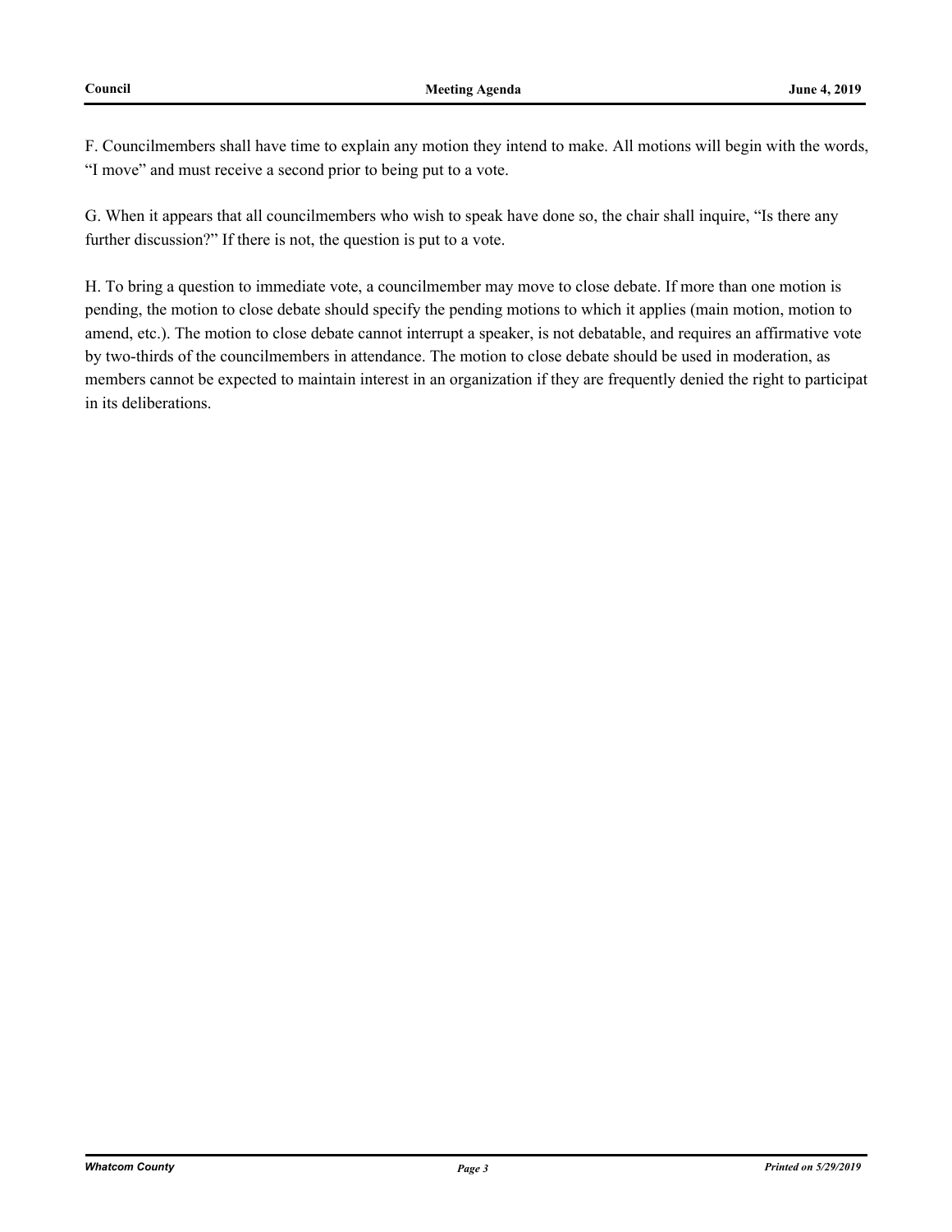F. Councilmembers shall have time to explain any motion they intend to make. All motions will begin with the words, "I move" and must receive a second prior to being put to a vote.

G. When it appears that all councilmembers who wish to speak have done so, the chair shall inquire, "Is there any further discussion?" If there is not, the question is put to a vote.

H. To bring a question to immediate vote, a councilmember may move to close debate. If more than one motion is pending, the motion to close debate should specify the pending motions to which it applies (main motion, motion to amend, etc.). The motion to close debate cannot interrupt a speaker, is not debatable, and requires an affirmative vote by two-thirds of the councilmembers in attendance. The motion to close debate should be used in moderation, as members cannot be expected to maintain interest in an organization if they are frequently denied the right to participat in its deliberations.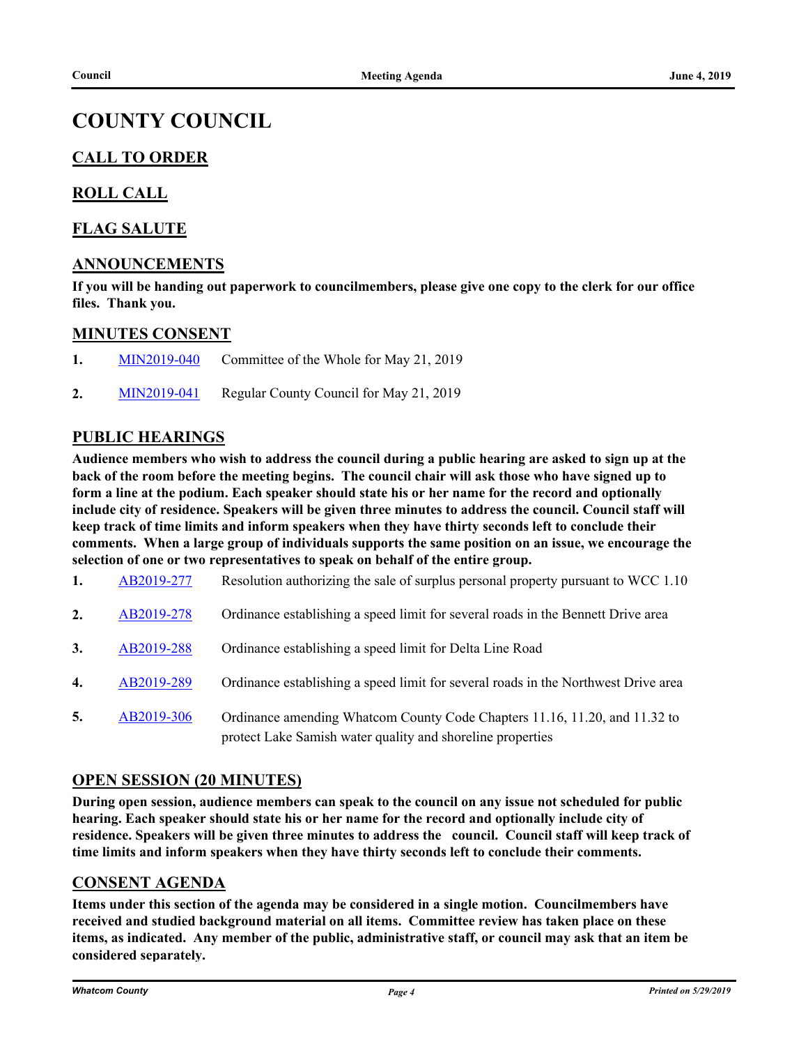# COUNTY COUNCIL

## CALL TO ORDER

## ROLL CALL

## FLAG SALUTE

## ANNOUNCEMENTS

**If you will be handing out paperwork to councilmembers, please give one copy to the clerk for our office files. Thank you.**

## MINUTES CONSENT

1. MIN2019-040 Committee of the Whole for May 21, 2019
2. MIN2019-041 Regular County Council for May 21, 2019

## PUBLIC HEARINGS

**Audience members who wish to address the council during a public hearing are asked to sign up at the back of the room before the meeting begins. The council chair will ask those who have signed up to form a line at the podium. Each speaker should state his or her name for the record and optionally include city of residence. Speakers will be given three minutes to address the council. Council staff will keep track of time limits and inform speakers when they have thirty seconds left to conclude their comments. When a large group of individuals supports the same position on an issue, we encourage the selection of one or two representatives to speak on behalf of the entire group.**

1. AB2019-277 Resolution authorizing the sale of surplus personal property pursuant to WCC 1.10
2. AB2019-278 Ordinance establishing a speed limit for several roads in the Bennett Drive area
3. AB2019-288 Ordinance establishing a speed limit for Delta Line Road
4. AB2019-289 Ordinance establishing a speed limit for several roads in the Northwest Drive area
5. AB2019-306 Ordinance amending Whatcom County Code Chapters 11.16, 11.20, and 11.32 to protect Lake Samish water quality and shoreline properties

## OPEN SESSION (20 MINUTES)

**During open session, audience members can speak to the council on any issue not scheduled for public hearing. Each speaker should state his or her name for the record and optionally include city of residence. Speakers will be given three minutes to address the council. Council staff will keep track of time limits and inform speakers when they have thirty seconds left to conclude their comments.**

## CONSENT AGENDA

**Items under this section of the agenda may be considered in a single motion. Councilmembers have received and studied background material on all items. Committee review has taken place on these items, as indicated. Any member of the public, administrative staff, or council may ask that an item be considered separately.**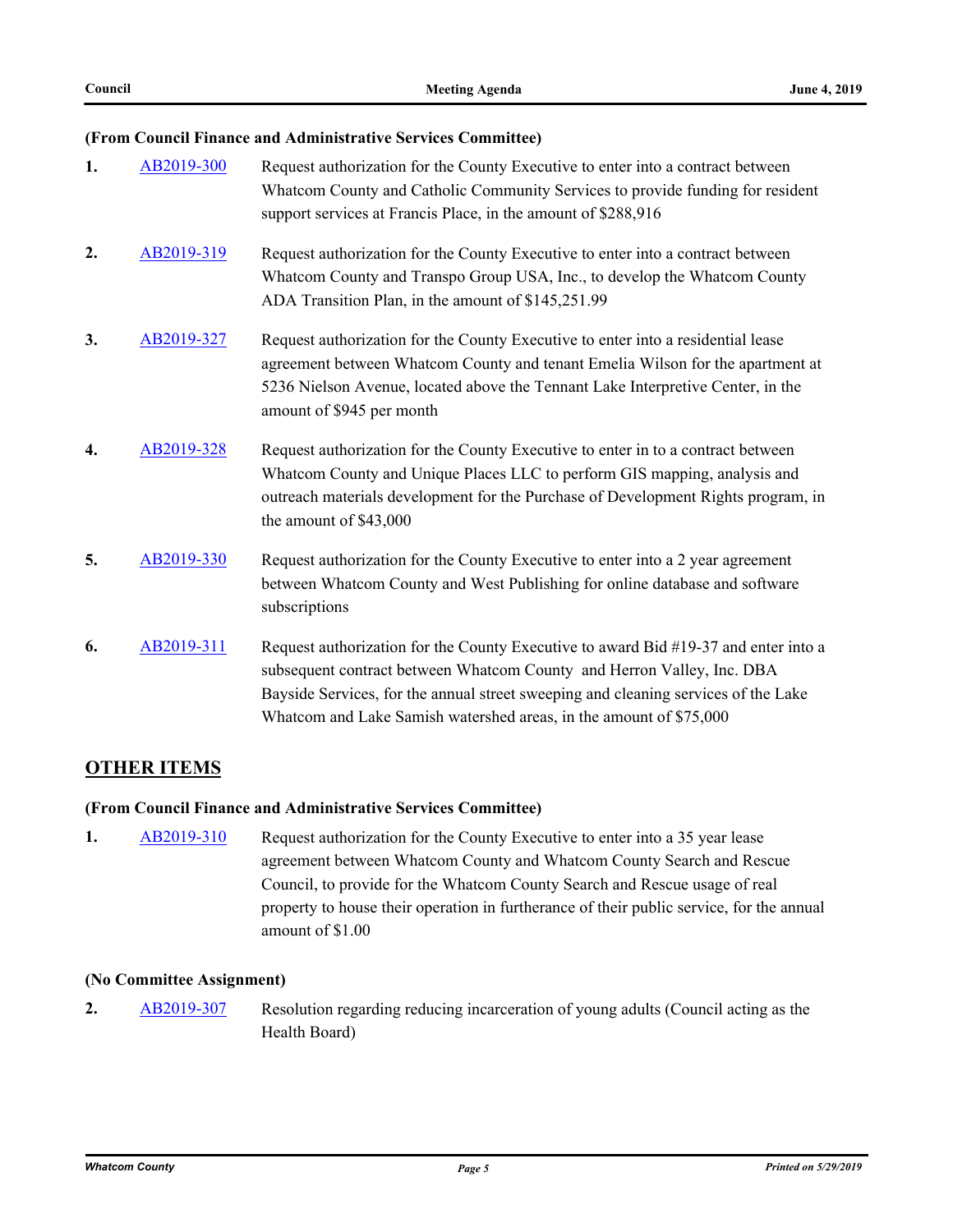**(From Council Finance and Administrative Services Committee)**

1. AB2019-300 Request authorization for the County Executive to enter into a contract between Whatcom County and Catholic Community Services to provide funding for resident support services at Francis Place, in the amount of $288,916

2. AB2019-319 Request authorization for the County Executive to enter into a contract between Whatcom County and Transpo Group USA, Inc., to develop the Whatcom County ADA Transition Plan, in the amount of $145,251.99

3. AB2019-327 Request authorization for the County Executive to enter into a residential lease agreement between Whatcom County and tenant Emelia Wilson for the apartment at 5236 Nielson Avenue, located above the Tennant Lake Interpretive Center, in the amount of $945 per month

4. AB2019-328 Request authorization for the County Executive to enter in to a contract between Whatcom County and Unique Places LLC to perform GIS mapping, analysis and outreach materials development for the Purchase of Development Rights program, in the amount of $43,000

5. AB2019-330 Request authorization for the County Executive to enter into a 2 year agreement between Whatcom County and West Publishing for online database and software subscriptions

6. AB2019-311 Request authorization for the County Executive to award Bid #19-37 and enter into a subsequent contract between Whatcom County and Herron Valley, Inc. DBA Bayside Services, for the annual street sweeping and cleaning services of the Lake Whatcom and Lake Samish watershed areas, in the amount of $75,000

## OTHER ITEMS

**(From Council Finance and Administrative Services Committee)**

1. AB2019-310 Request authorization for the County Executive to enter into a 35 year lease agreement between Whatcom County and Whatcom County Search and Rescue Council, to provide for the Whatcom County Search and Rescue usage of real property to house their operation in furtherance of their public service, for the annual amount of $1.00

**(No Committee Assignment)**

2. AB2019-307 Resolution regarding reducing incarceration of young adults (Council acting as the Health Board)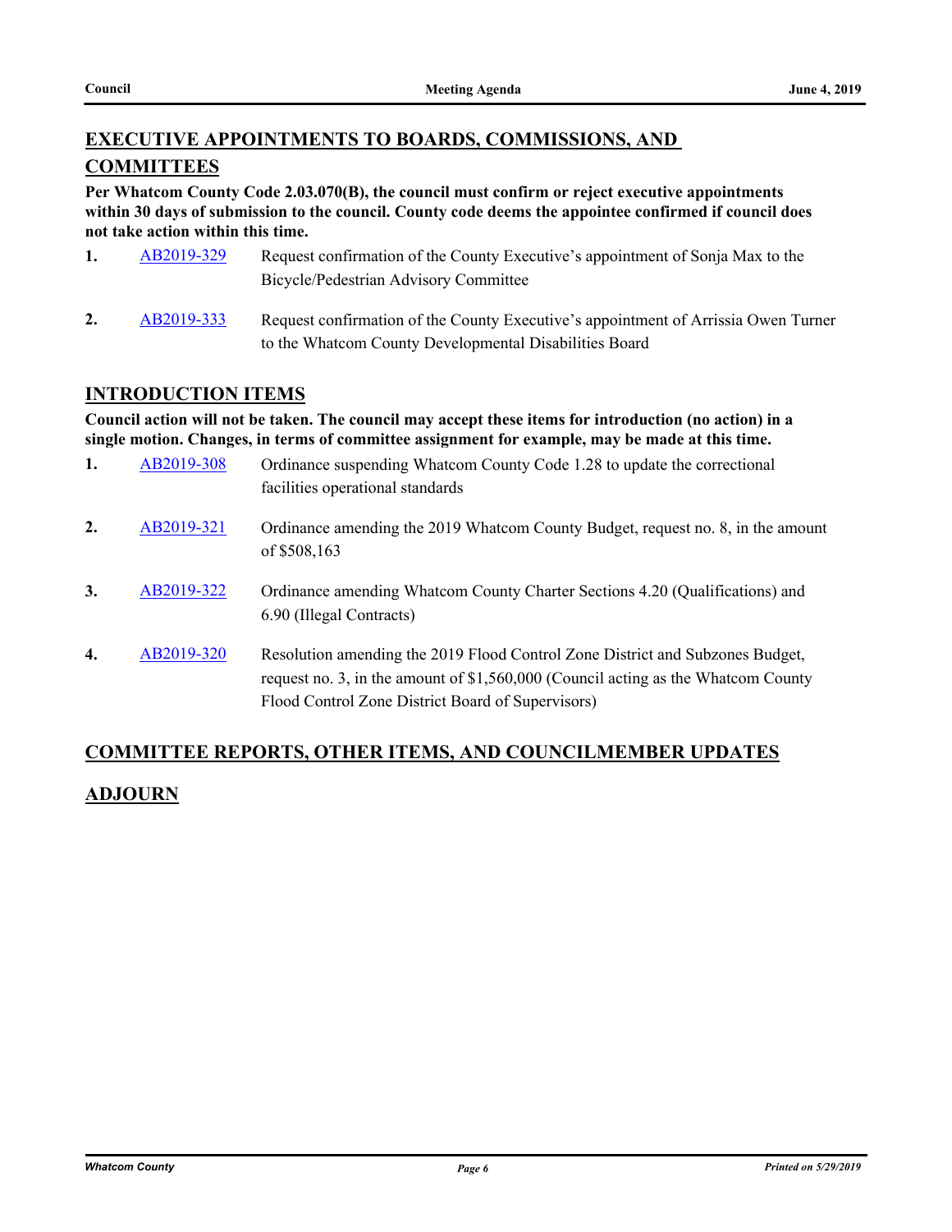## EXECUTIVE APPOINTMENTS TO BOARDS, COMMISSIONS, AND COMMITTEES

**Per Whatcom County Code 2.03.070(B), the council must confirm or reject executive appointments within 30 days of submission to the council. County code deems the appointee confirmed if council does not take action within this time.**

1. AB2019-329 Request confirmation of the County Executive's appointment of Sonja Max to the Bicycle/Pedestrian Advisory Committee

2. AB2019-333 Request confirmation of the County Executive's appointment of Arrissia Owen Turner to the Whatcom County Developmental Disabilities Board

## INTRODUCTION ITEMS

**Council action will not be taken. The council may accept these items for introduction (no action) in a single motion. Changes, in terms of committee assignment for example, may be made at this time.**

1. AB2019-308 Ordinance suspending Whatcom County Code 1.28 to update the correctional facilities operational standards

2. AB2019-321 Ordinance amending the 2019 Whatcom County Budget, request no. 8, in the amount of $508,163

3. AB2019-322 Ordinance amending Whatcom County Charter Sections 4.20 (Qualifications) and 6.90 (Illegal Contracts)

4. AB2019-320 Resolution amending the 2019 Flood Control Zone District and Subzones Budget, request no. 3, in the amount of $1,560,000 (Council acting as the Whatcom County Flood Control Zone District Board of Supervisors)

## COMMITTEE REPORTS, OTHER ITEMS, AND COUNCILMEMBER UPDATES

## ADJOURN